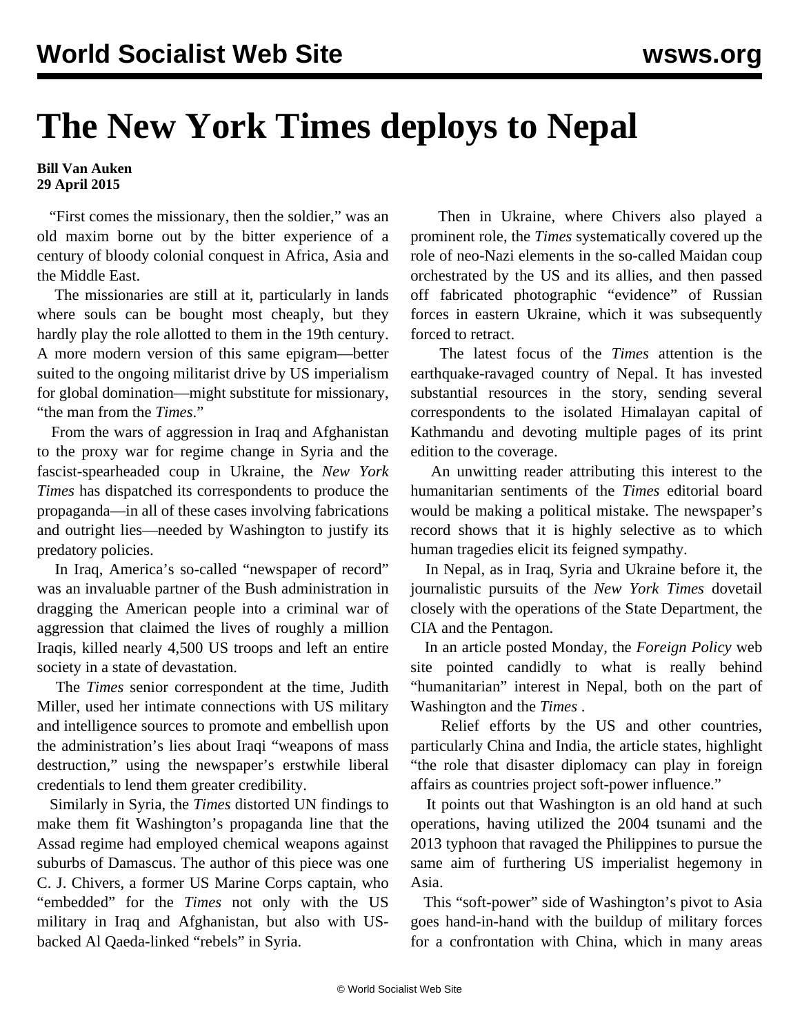# The New York Times deploys to Nepal

**Bill Van Auken**
**29 April 2015**

"First comes the missionary, then the soldier," was an old maxim borne out by the bitter experience of a century of bloody colonial conquest in Africa, Asia and the Middle East.

The missionaries are still at it, particularly in lands where souls can be bought most cheaply, but they hardly play the role allotted to them in the 19th century. A more modern version of this same epigram—better suited to the ongoing militarist drive by US imperialism for global domination—might substitute for missionary, "the man from the *Times*."

From the wars of aggression in Iraq and Afghanistan to the proxy war for regime change in Syria and the fascist-spearheaded coup in Ukraine, the *New York Times* has dispatched its correspondents to produce the propaganda—in all of these cases involving fabrications and outright lies—needed by Washington to justify its predatory policies.

In Iraq, America's so-called "newspaper of record" was an invaluable partner of the Bush administration in dragging the American people into a criminal war of aggression that claimed the lives of roughly a million Iraqis, killed nearly 4,500 US troops and left an entire society in a state of devastation.

The *Times* senior correspondent at the time, Judith Miller, used her intimate connections with US military and intelligence sources to promote and embellish upon the administration's lies about Iraqi "weapons of mass destruction," using the newspaper's erstwhile liberal credentials to lend them greater credibility.

Similarly in Syria, the *Times* distorted UN findings to make them fit Washington's propaganda line that the Assad regime had employed chemical weapons against suburbs of Damascus. The author of this piece was one C. J. Chivers, a former US Marine Corps captain, who "embedded" for the *Times* not only with the US military in Iraq and Afghanistan, but also with US-backed Al Qaeda-linked "rebels" in Syria.

Then in Ukraine, where Chivers also played a prominent role, the *Times* systematically covered up the role of neo-Nazi elements in the so-called Maidan coup orchestrated by the US and its allies, and then passed off fabricated photographic "evidence" of Russian forces in eastern Ukraine, which it was subsequently forced to retract.

The latest focus of the *Times* attention is the earthquake-ravaged country of Nepal. It has invested substantial resources in the story, sending several correspondents to the isolated Himalayan capital of Kathmandu and devoting multiple pages of its print edition to the coverage.

An unwitting reader attributing this interest to the humanitarian sentiments of the *Times* editorial board would be making a political mistake. The newspaper's record shows that it is highly selective as to which human tragedies elicit its feigned sympathy.

In Nepal, as in Iraq, Syria and Ukraine before it, the journalistic pursuits of the *New York Times* dovetail closely with the operations of the State Department, the CIA and the Pentagon.

In an article posted Monday, the *Foreign Policy* web site pointed candidly to what is really behind "humanitarian" interest in Nepal, both on the part of Washington and the *Times* .

Relief efforts by the US and other countries, particularly China and India, the article states, highlight "the role that disaster diplomacy can play in foreign affairs as countries project soft-power influence."

It points out that Washington is an old hand at such operations, having utilized the 2004 tsunami and the 2013 typhoon that ravaged the Philippines to pursue the same aim of furthering US imperialist hegemony in Asia.

This "soft-power" side of Washington's pivot to Asia goes hand-in-hand with the buildup of military forces for a confrontation with China, which in many areas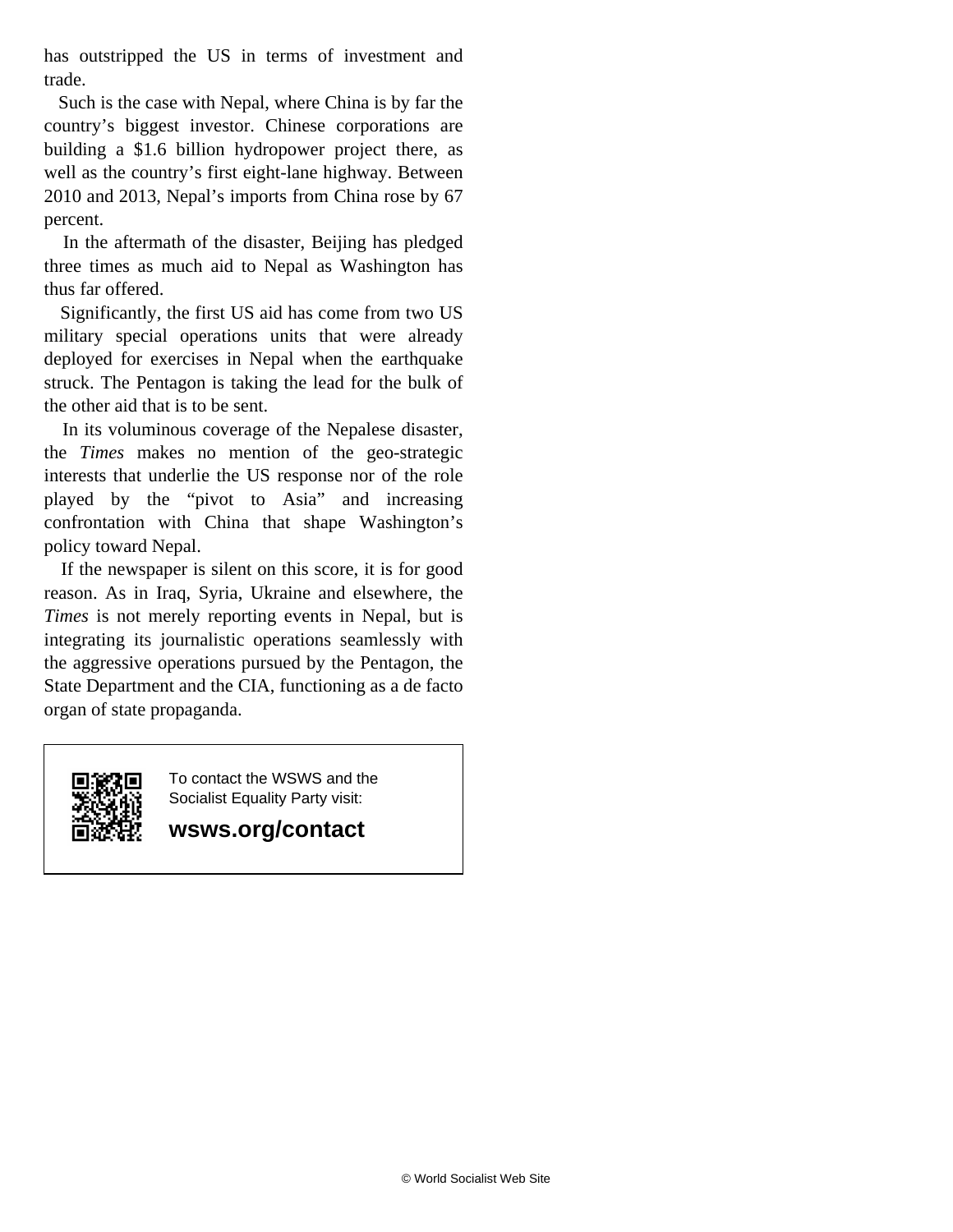has outstripped the US in terms of investment and trade.

Such is the case with Nepal, where China is by far the country's biggest investor. Chinese corporations are building a $1.6 billion hydropower project there, as well as the country's first eight-lane highway. Between 2010 and 2013, Nepal's imports from China rose by 67 percent.

In the aftermath of the disaster, Beijing has pledged three times as much aid to Nepal as Washington has thus far offered.

Significantly, the first US aid has come from two US military special operations units that were already deployed for exercises in Nepal when the earthquake struck. The Pentagon is taking the lead for the bulk of the other aid that is to be sent.

In its voluminous coverage of the Nepalese disaster, the *Times* makes no mention of the geo-strategic interests that underlie the US response nor of the role played by the "pivot to Asia" and increasing confrontation with China that shape Washington's policy toward Nepal.

If the newspaper is silent on this score, it is for good reason. As in Iraq, Syria, Ukraine and elsewhere, the *Times* is not merely reporting events in Nepal, but is integrating its journalistic operations seamlessly with the aggressive operations pursued by the Pentagon, the State Department and the CIA, functioning as a de facto organ of state propaganda.

To contact the WSWS and the Socialist Equality Party visit:

**wsws.org/contact**